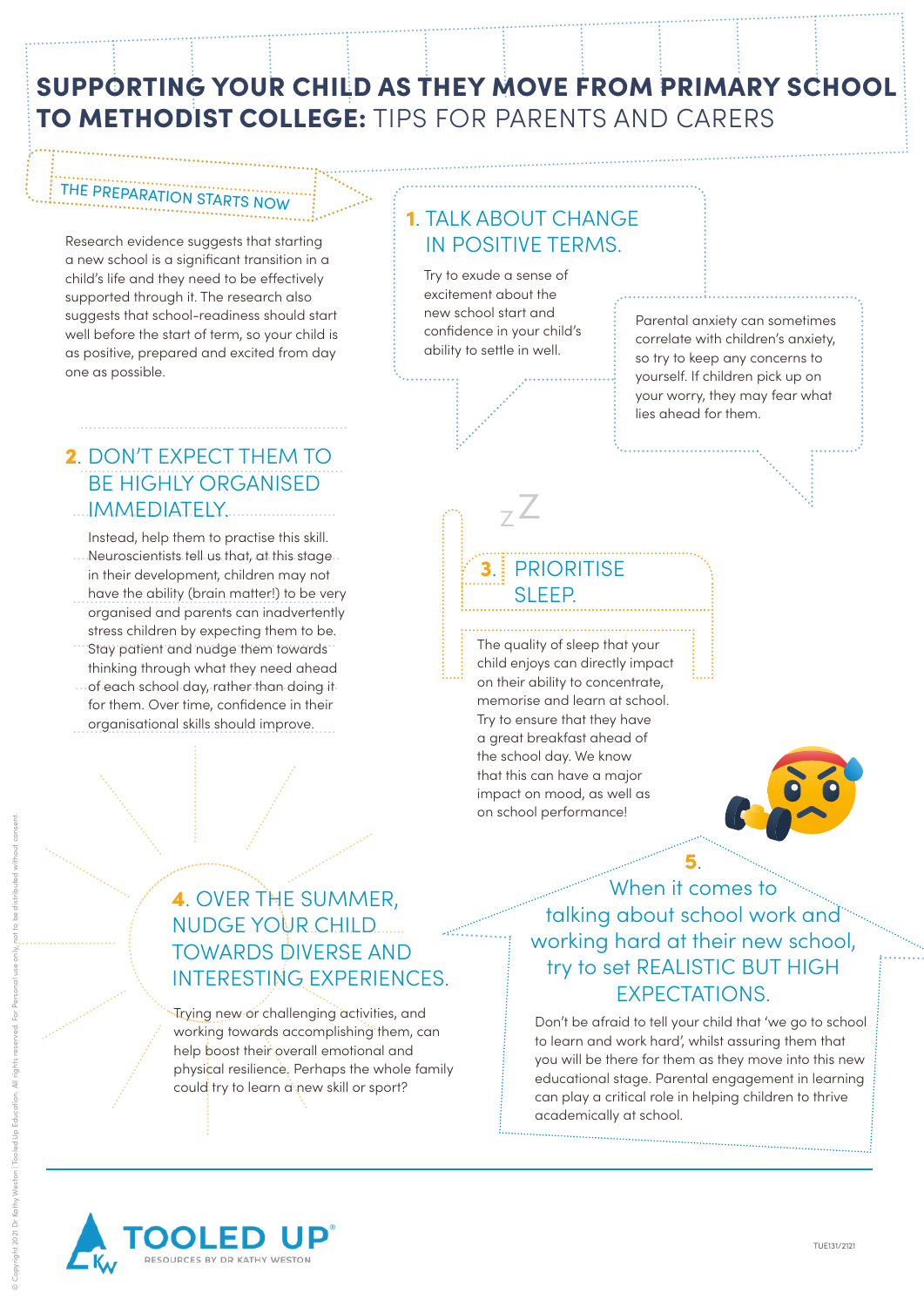# SUPPORTING YOUR CHILD AS THEY MOVE FROM PRIMARY SCHOOL TO METHODIST COLLEGE: TIPS FOR PARENTS AND CARERS

## THE PREPARATION STARTS NOW

Research evidence suggests that starting a new school is a significant transition in a child's life and they need to be effectively supported through it. The research also suggests that school-readiness should start well before the start of term, so your child is as positive, prepared and excited from day one as possible.

### 1. TALK ABOUT CHANGE IN POSITIVE TERMS.

Try to exude a sense of excitement about the new school start and confidence in your child's ability to settle in well.

Parental anxiety can sometimes correlate with children's anxiety, so try to keep any concerns to yourself. If children pick up on your worry, they may fear what lies ahead for them.

### 2. DON'T EXPECT THEM TO BE HIGHLY ORGANISED IMMEDIATELY.

Instead, help them to practise this skill. Neuroscientists tell us that, at this stage in their development, children may not have the ability (brain matter!) to be very organised and parents can inadvertently stress children by expecting them to be. Stay patient and nudge them towards thinking through what they need ahead of each school day, rather than doing it for them. Over time, confidence in their organisational skills should improve.

### 3. PRIORITISE SLEEP.

The quality of sleep that your child enjoys can directly impact on their ability to concentrate, memorise and learn at school. Try to ensure that they have a great breakfast ahead of the school day. We know that this can have a major impact on mood, as well as on school performance!

### 4. OVER THE SUMMER, NUDGE YOUR CHILD TOWARDS DIVERSE AND INTERESTING EXPERIENCES.

Trying new or challenging activities, and working towards accomplishing them, can help boost their overall emotional and physical resilience. Perhaps the whole family could try to learn a new skill or sport?

### 5. When it comes to talking about school work and working hard at their new school, try to set REALISTIC BUT HIGH EXPECTATIONS.

Don't be afraid to tell your child that 'we go to school to learn and work hard', whilst assuring them that you will be there for them as they move into this new educational stage. Parental engagement in learning can play a critical role in helping children to thrive academically at school.

TOOLED UP® RESOURCES BY DR KATHY WESTON

TUE131/2121

© Copyright 2021 Dr Kathy Weston | Tooled Up Education. All rights reserved. For Personal use only, not to be distributed without consent.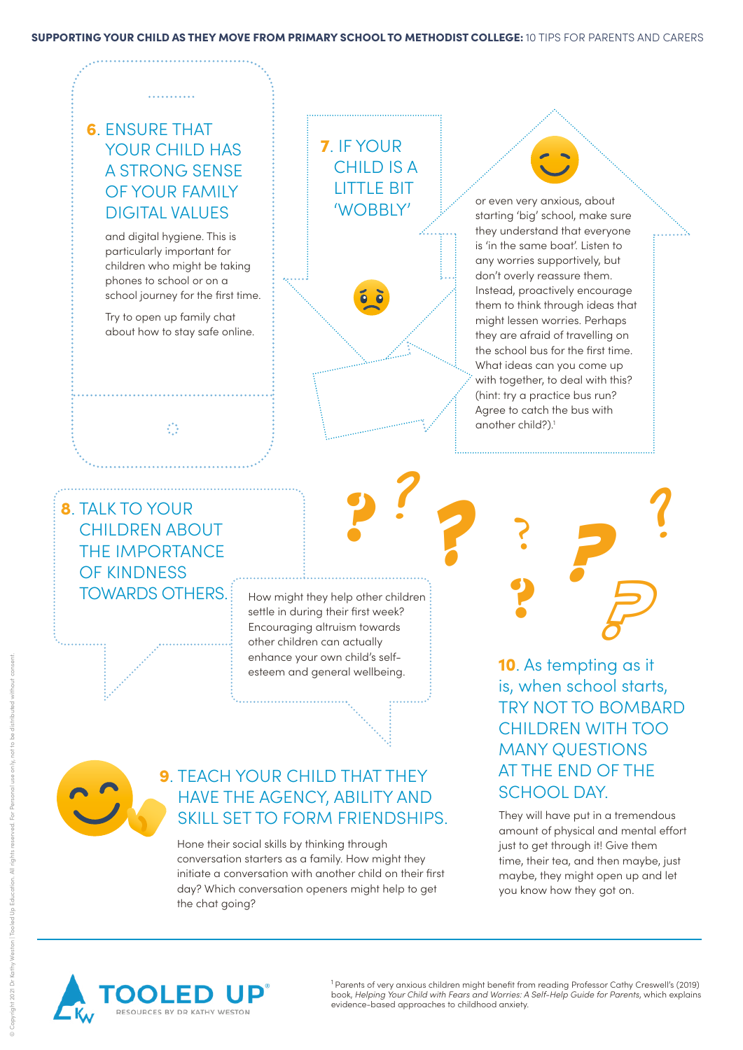## 6. ENSURE THAT YOUR CHILD HAS A STRONG SENSE OF YOUR FAMILY DIGITAL VALUES

and digital hygiene. This is particularly important for children who might be taking phones to school or on a school journey for the first time.

Try to open up family chat about how to stay safe online.

## 7. IF YOUR CHILD IS A LITTLE BIT 'WOBBLY'

or even very anxious, about starting 'big' school, make sure they understand that everyone is 'in the same boat'. Listen to any worries supportively, but don't overly reassure them. Instead, proactively encourage them to think through ideas that might lessen worries. Perhaps they are afraid of travelling on the school bus for the first time. What ideas can you come up with together, to deal with this? (hint: try a practice bus run? Agree to catch the bus with another child?).[1]

## 8. TALK TO YOUR CHILDREN ABOUT THE IMPORTANCE OF KINDNESS TOWARDS OTHERS.

How might they help other children settle in during their first week? Encouraging altruism towards other children can actually enhance your own child's self-esteem and general wellbeing.

## 9. TEACH YOUR CHILD THAT THEY HAVE THE AGENCY, ABILITY AND SKILL SET TO FORM FRIENDSHIPS.

Hone their social skills by thinking through conversation starters as a family. How might they initiate a conversation with another child on their first day? Which conversation openers might help to get the chat going?

## 10. As tempting as it is, when school starts, TRY NOT TO BOMBARD CHILDREN WITH TOO MANY QUESTIONS AT THE END OF THE SCHOOL DAY.

They will have put in a tremendous amount of physical and mental effort just to get through it! Give them time, their tea, and then maybe, just maybe, they might open up and let you know how they got on.

---

[1] Parents of very anxious children might benefit from reading Professor Cathy Creswell's (2019) book, *Helping Your Child with Fears and Worries: A Self-Help Guide for Parents*, which explains evidence-based approaches to childhood anxiety.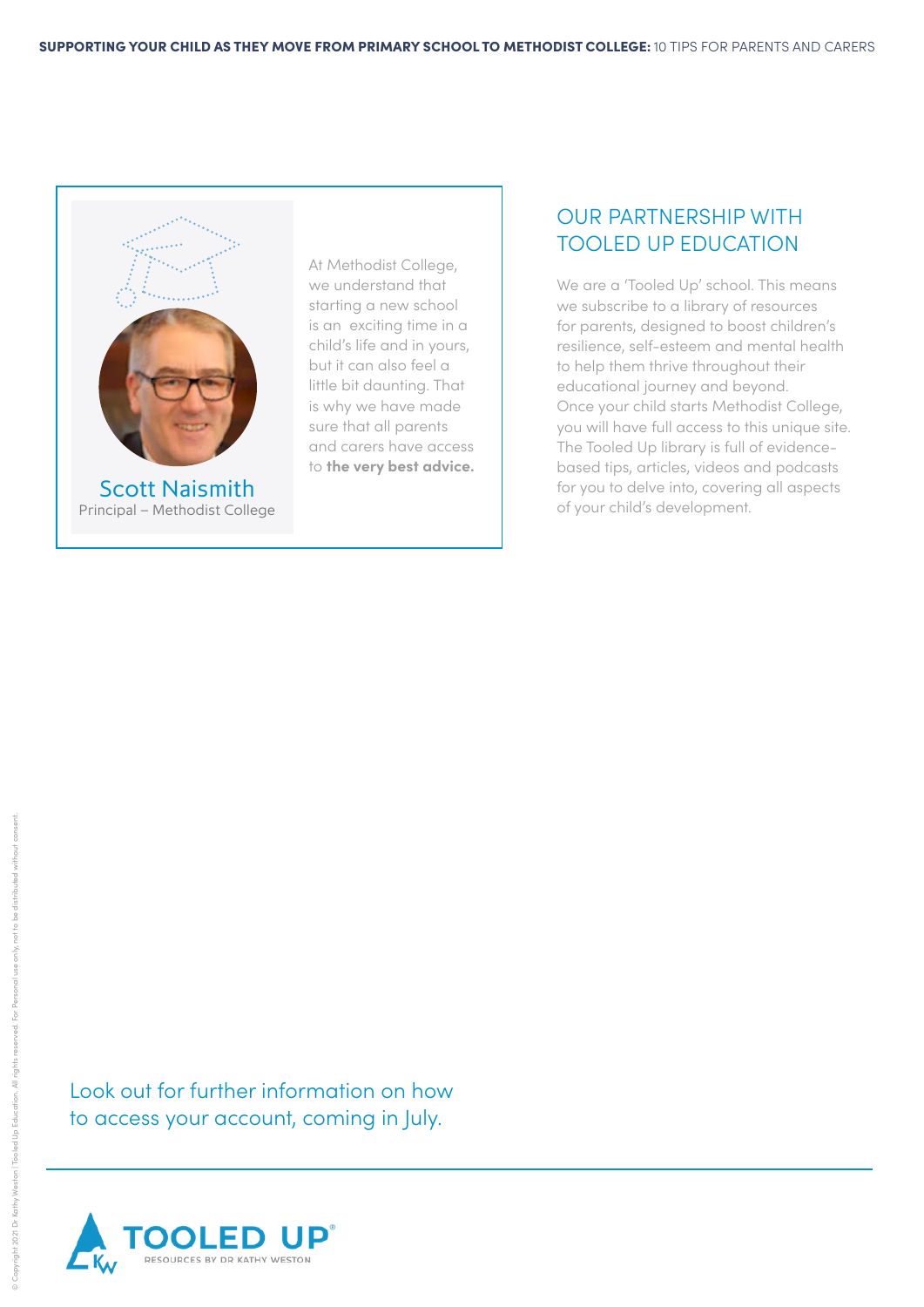Scott Naismith
Principal – Methodist College

At Methodist College, we understand that starting a new school is an exciting time in a child's life and in yours, but it can also feel a little bit daunting. That is why we have made sure that all parents and carers have access to **the very best advice.**

## OUR PARTNERSHIP WITH TOOLED UP EDUCATION

We are a 'Tooled Up' school. This means we subscribe to a library of resources for parents, designed to boost children's resilience, self-esteem and mental health to help them thrive throughout their educational journey and beyond.
Once your child starts Methodist College, you will have full access to this unique site. The Tooled Up library is full of evidence-based tips, articles, videos and podcasts for you to delve into, covering all aspects of your child's development.

Look out for further information on how to access your account, coming in July.

TOOLED UP®
RESOURCES BY DR KATHY WESTON